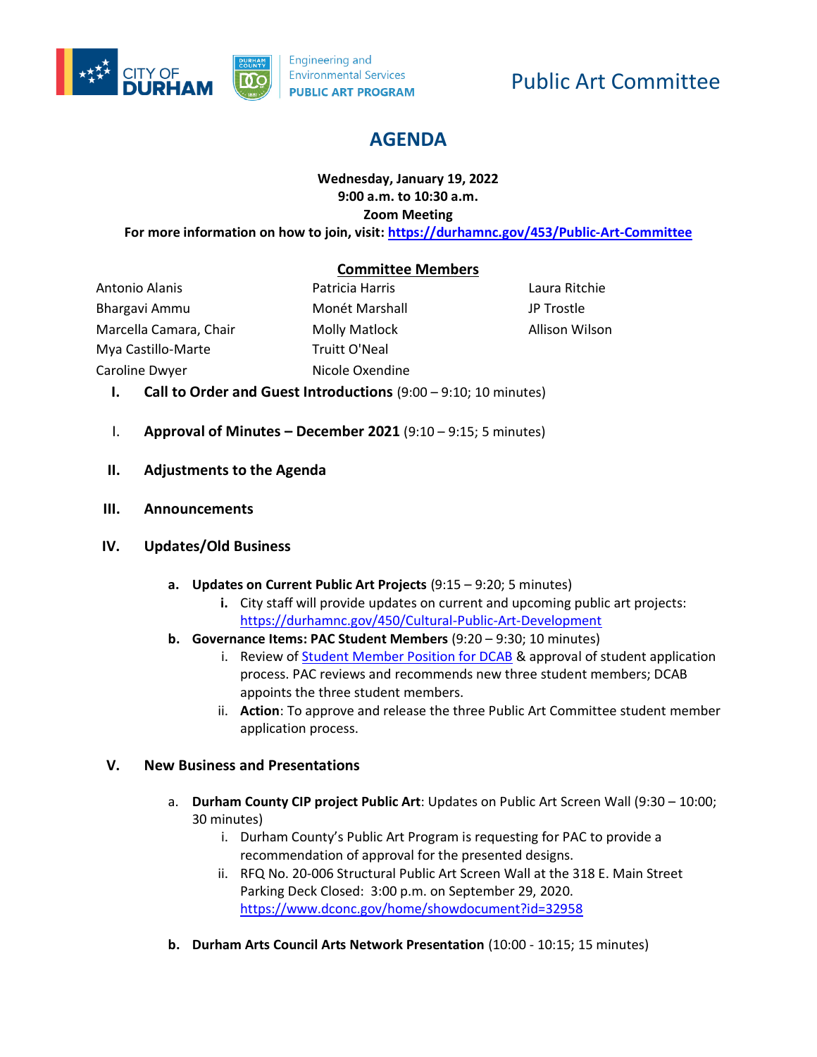CITY OF DURHAM | DURHAM COUNTY | Engineering and Environmental Services PUBLIC ART PROGRAM

# Public Art Committee

## AGENDA

**Wednesday, January 19, 2022**
**9:00 a.m. to 10:30 a.m.**
**Zoom Meeting**
**For more information on how to join, visit: https://durhamnc.gov/453/Public-Art-Committee**

**Committee Members**

| | | |
|---|---|---|
| Antonio Alanis | Patricia Harris | Laura Ritchie |
| Bhargavi Ammu | Monét Marshall | JP Trostle |
| Marcella Camara, Chair | Molly Matlock | Allison Wilson |
| Mya Castillo-Marte | Truitt O'Neal | |
| Caroline Dwyer | Nicole Oxendine | |

I. **Call to Order and Guest Introductions** (9:00 – 9:10; 10 minutes)

I. **Approval of Minutes – December 2021** (9:10 – 9:15; 5 minutes)

II. **Adjustments to the Agenda**

III. **Announcements**

IV. **Updates/Old Business**

   a. **Updates on Current Public Art Projects** (9:15 – 9:20; 5 minutes)
      i. City staff will provide updates on current and upcoming public art projects: https://durhamnc.gov/450/Cultural-Public-Art-Development

   b. **Governance Items: PAC Student Members** (9:20 – 9:30; 10 minutes)
      i. Review of Student Member Position for DCAB & approval of student application process. PAC reviews and recommends new three student members; DCAB appoints the three student members.
      ii. **Action**: To approve and release the three Public Art Committee student member application process.

V. **New Business and Presentations**

   a. **Durham County CIP project Public Art**: Updates on Public Art Screen Wall (9:30 – 10:00; 30 minutes)
      i. Durham County's Public Art Program is requesting for PAC to provide a recommendation of approval for the presented designs.
      ii. RFQ No. 20-006 Structural Public Art Screen Wall at the 318 E. Main Street Parking Deck Closed: 3:00 p.m. on September 29, 2020. https://www.dconc.gov/home/showdocument?id=32958

   b. **Durham Arts Council Arts Network Presentation** (10:00 - 10:15; 15 minutes)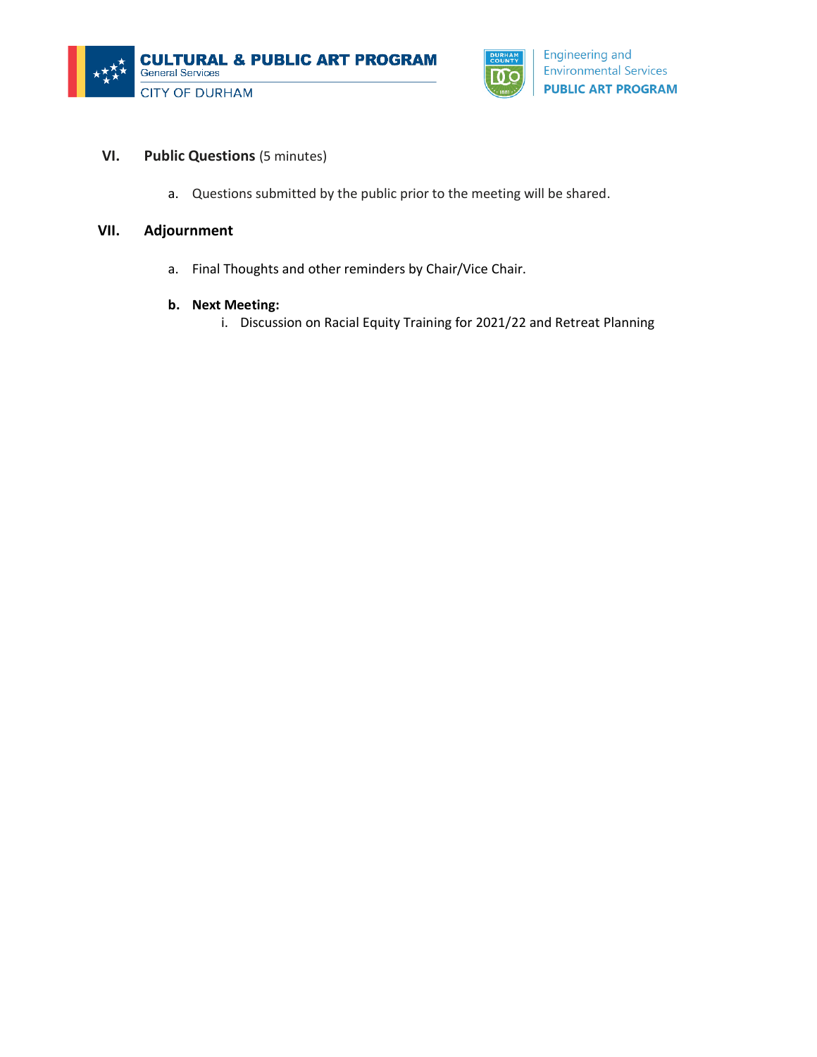## VI. Public Questions (5 minutes)

a. Questions submitted by the public prior to the meeting will be shared.

## VII. Adjournment

a. Final Thoughts and other reminders by Chair/Vice Chair.

b. **Next Meeting:**
   i. Discussion on Racial Equity Training for 2021/22 and Retreat Planning